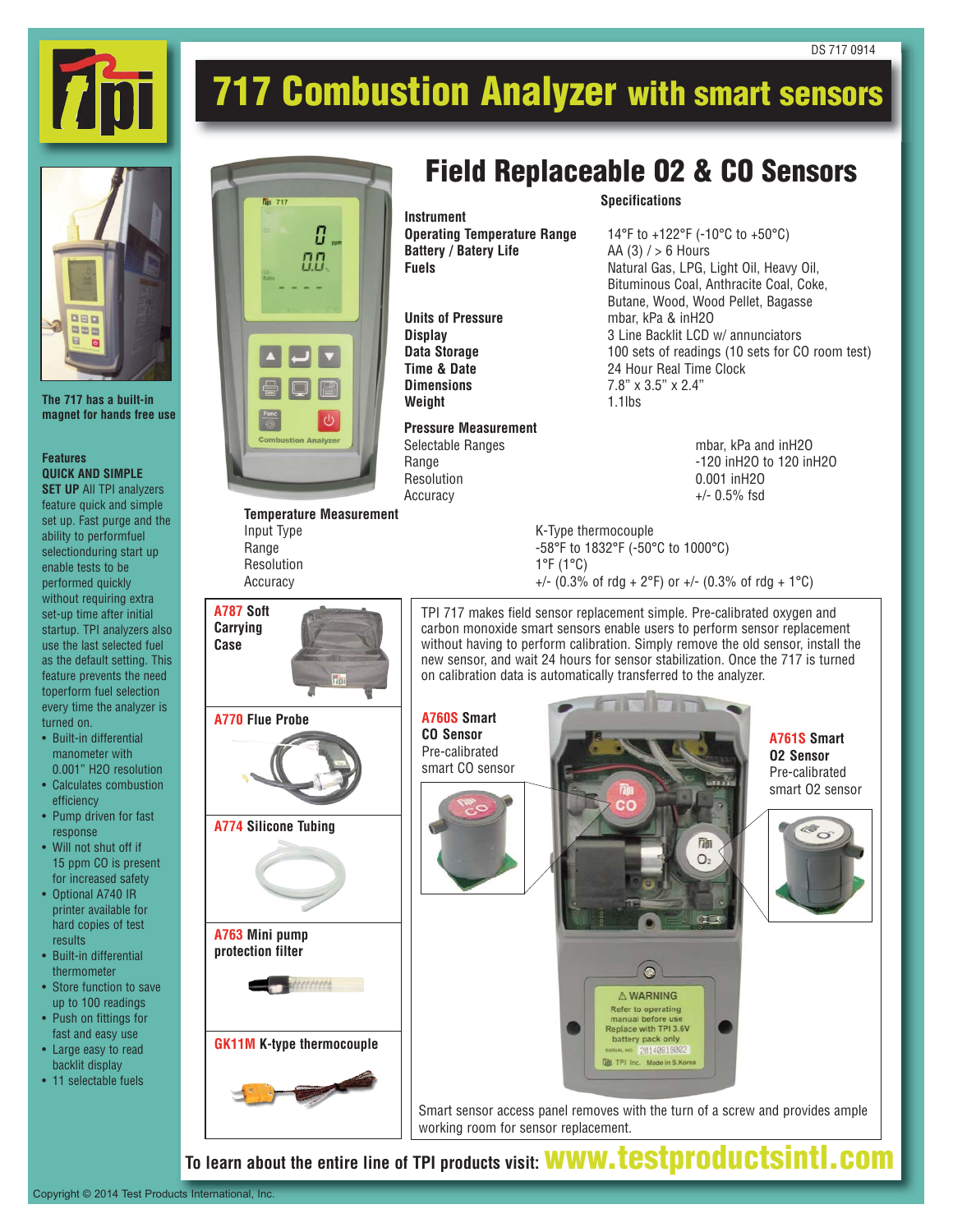DS 717 0914

# 717 Combustion Analyzer with smart sensors

The 717 has a built-in magnet for hands free use

## Features

**QUICK AND SIMPLE SET UP** All TPI analyzers feature quick and simple set up. Fast purge and the ability to performfuel selectionduring start up enable tests to be performed quickly without requiring extra set-up time after initial startup. TPI analyzers also use the last selected fuel as the default setting. This feature prevents the need toperform fuel selection every time the analyzer is turned on.

- Built-in differential manometer with 0.001" H2O resolution
- Calculates combustion efficiency
- Pump driven for fast response
- Will not shut off if 15 ppm CO is present for increased safety
- Optional A740 IR printer available for hard copies of test results
- Built-in differential thermometer
- Store function to save up to 100 readings
- Push on fittings for fast and easy use
- Large easy to read backlit display
- 11 selectable fuels

## Field Replaceable 02 & CO Sensors

### Specifications

| **Instrument** | |
|---|---|
| **Operating Temperature Range** | 14°F to +122°F (-10°C to +50°C) |
| **Battery / Batery Life** | AA (3) / > 6 Hours |
| **Fuels** | Natural Gas, LPG, Light Oil, Heavy Oil, Bituminous Coal, Anthracite Coal, Coke, Butane, Wood, Wood Pellet, Bagasse |
| **Units of Pressure** | mbar, kPa & inH2O |
| **Display** | 3 Line Backlit LCD w/ annunciators |
| **Data Storage** | 100 sets of readings (10 sets for CO room test) |
| **Time & Date** | 24 Hour Real Time Clock |
| **Dimensions** | 7.8" x 3.5" x 2.4" |
| **Weight** | 1.1lbs |

| **Pressure Measurement** | |
|---|---|
| Selectable Ranges | mbar, kPa and inH2O |
| Range | -120 inH2O to 120 inH2O |
| Resolution | 0.001 inH2O |
| Accuracy | +/- 0.5% fsd |

| **Temperature Measurement** | |
|---|---|
| Input Type | K-Type thermocouple |
| Range | -58°F to 1832°F (-50°C to 1000°C) |
| Resolution | 1°F (1°C) |
| Accuracy | +/- (0.3% of rdg + 2°F) or +/- (0.3% of rdg + 1°C) |

**A787 Soft Carrying Case**

**A770 Flue Probe**

**A774 Silicone Tubing**

**A763 Mini pump protection filter**

**GK11M K-type thermocouple**

TPI 717 makes field sensor replacement simple. Pre-calibrated oxygen and carbon monoxide smart sensors enable users to perform sensor replacement without having to perform calibration. Simply remove the old sensor, install the new sensor, and wait 24 hours for sensor stabilization. Once the 717 is turned on calibration data is automatically transferred to the analyzer.

**A760S Smart CO Sensor**
Pre-calibrated smart CO sensor

**A761S Smart 02 Sensor**
Pre-calibrated smart 02 sensor

Smart sensor access panel removes with the turn of a screw and provides ample working room for sensor replacement.

**To learn about the entire line of TPI products visit: www.testproductsintl.com**

Copyright © 2014 Test Products International, Inc.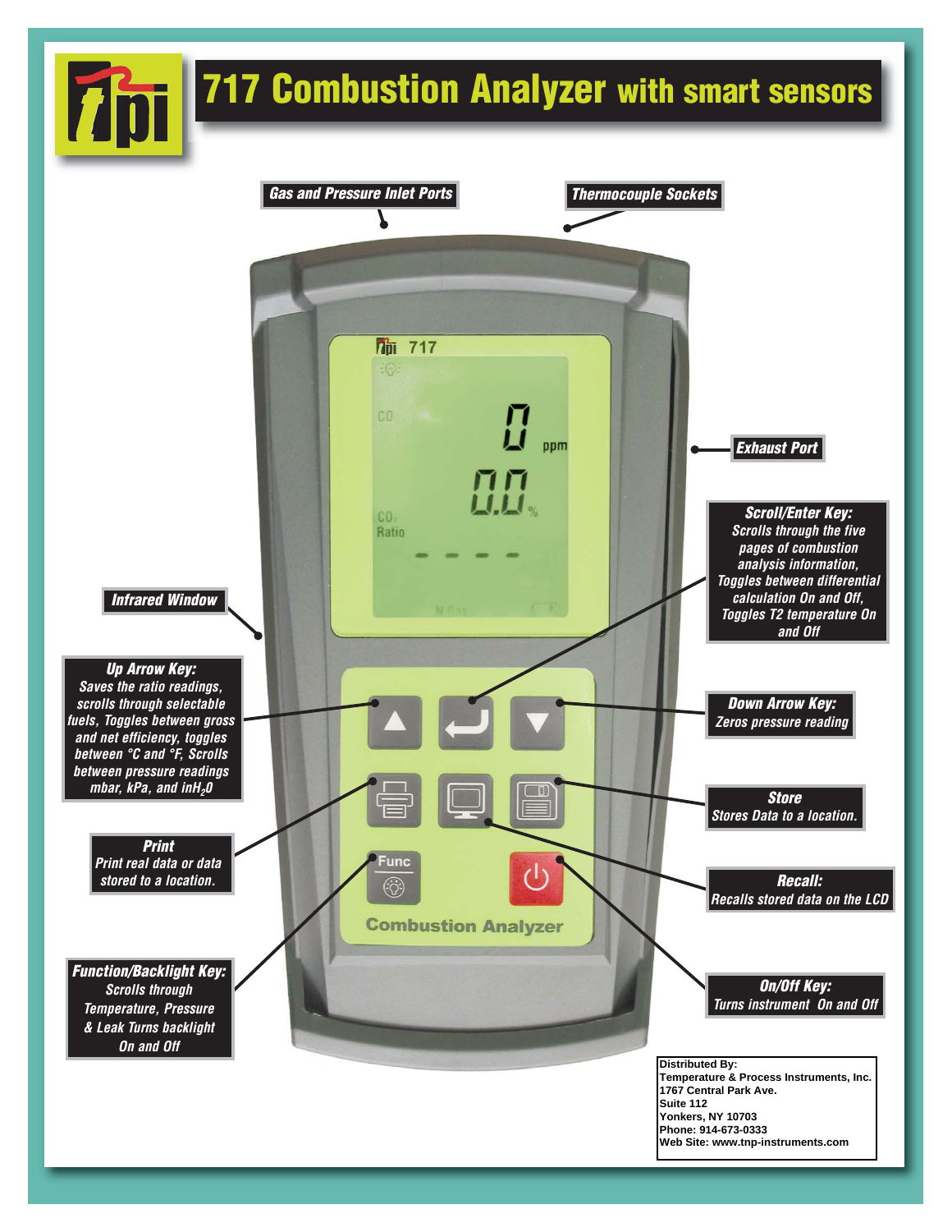# 717 Combustion Analyzer with smart sensors

**Gas and Pressure Inlet Ports**

**Thermocouple Sockets**

**Exhaust Port**

**Scroll/Enter Key:**
Scrolls through the five pages of combustion analysis information, Toggles between differential calculation On and Off, Toggles T2 temperature On and Off

**Infrared Window**

**Up Arrow Key:**
Saves the ratio readings, scrolls through selectable fuels, Toggles between gross and net efficiency, toggles between °C and °F, Scrolls between pressure readings mbar, kPa, and $inH_20$

**Down Arrow Key:**
Zeros pressure reading

**Store**
Stores Data to a location.

**Print**
Print real data or data stored to a location.

**Recall:**
Recalls stored data on the LCD

**Function/Backlight Key:**
Scrolls through Temperature, Pressure & Leak Turns backlight On and Off

**On/Off Key:**
Turns instrument On and Off

**Distributed By:**
**Temperature & Process Instruments, Inc.**
**1767 Central Park Ave.**
**Suite 112**
**Yonkers, NY 10703**
**Phone: 914-673-0333**
**Web Site: www.tnp-instruments.com**